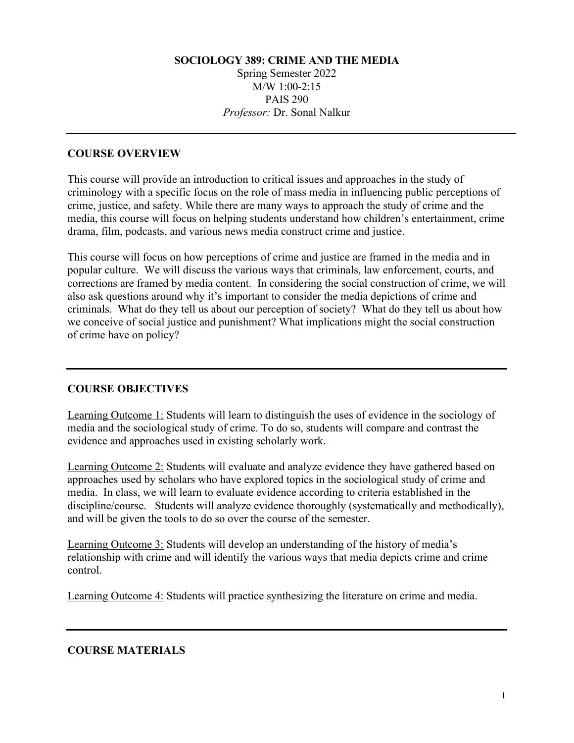**SOCIOLOGY 389: CRIME AND THE MEDIA**

Spring Semester 2022
M/W 1:00-2:15
PAIS 290
*Professor:* Dr. Sonal Nalkur

---

## COURSE OVERVIEW

This course will provide an introduction to critical issues and approaches in the study of criminology with a specific focus on the role of mass media in influencing public perceptions of crime, justice, and safety. While there are many ways to approach the study of crime and the media, this course will focus on helping students understand how children's entertainment, crime drama, film, podcasts, and various news media construct crime and justice.

This course will focus on how perceptions of crime and justice are framed in the media and in popular culture. We will discuss the various ways that criminals, law enforcement, courts, and corrections are framed by media content. In considering the social construction of crime, we will also ask questions around why it's important to consider the media depictions of crime and criminals. What do they tell us about our perception of society? What do they tell us about how we conceive of social justice and punishment? What implications might the social construction of crime have on policy?

---

## COURSE OBJECTIVES

Learning Outcome 1: Students will learn to distinguish the uses of evidence in the sociology of media and the sociological study of crime. To do so, students will compare and contrast the evidence and approaches used in existing scholarly work.

Learning Outcome 2: Students will evaluate and analyze evidence they have gathered based on approaches used by scholars who have explored topics in the sociological study of crime and media. In class, we will learn to evaluate evidence according to criteria established in the discipline/course. Students will analyze evidence thoroughly (systematically and methodically), and will be given the tools to do so over the course of the semester.

Learning Outcome 3: Students will develop an understanding of the history of media's relationship with crime and will identify the various ways that media depicts crime and crime control.

Learning Outcome 4: Students will practice synthesizing the literature on crime and media.

---

## COURSE MATERIALS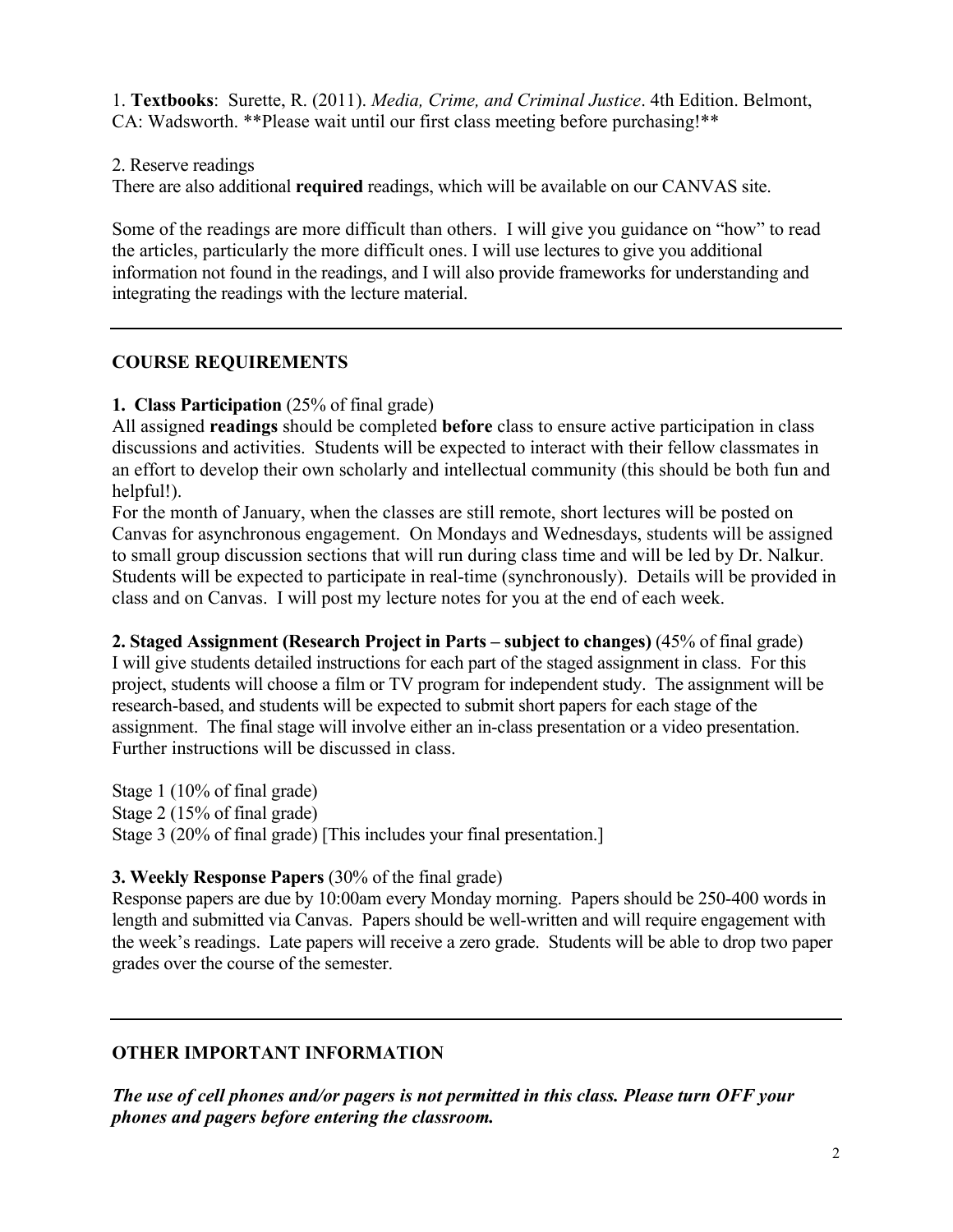1. **Textbooks**: Surette, R. (2011). *Media, Crime, and Criminal Justice*. 4th Edition. Belmont, CA: Wadsworth. **Please wait until our first class meeting before purchasing!**

2. Reserve readings

There are also additional **required** readings, which will be available on our CANVAS site.

Some of the readings are more difficult than others. I will give you guidance on "how" to read the articles, particularly the more difficult ones. I will use lectures to give you additional information not found in the readings, and I will also provide frameworks for understanding and integrating the readings with the lecture material.

---

## COURSE REQUIREMENTS

**1. Class Participation** (25% of final grade)

All assigned **readings** should be completed **before** class to ensure active participation in class discussions and activities. Students will be expected to interact with their fellow classmates in an effort to develop their own scholarly and intellectual community (this should be both fun and helpful!).

For the month of January, when the classes are still remote, short lectures will be posted on Canvas for asynchronous engagement. On Mondays and Wednesdays, students will be assigned to small group discussion sections that will run during class time and will be led by Dr. Nalkur. Students will be expected to participate in real-time (synchronously). Details will be provided in class and on Canvas. I will post my lecture notes for you at the end of each week.

**2. Staged Assignment (Research Project in Parts – subject to changes)** (45% of final grade)

I will give students detailed instructions for each part of the staged assignment in class. For this project, students will choose a film or TV program for independent study. The assignment will be research-based, and students will be expected to submit short papers for each stage of the assignment. The final stage will involve either an in-class presentation or a video presentation. Further instructions will be discussed in class.

Stage 1 (10% of final grade)
Stage 2 (15% of final grade)
Stage 3 (20% of final grade) [This includes your final presentation.]

**3. Weekly Response Papers** (30% of the final grade)

Response papers are due by 10:00am every Monday morning. Papers should be 250-400 words in length and submitted via Canvas. Papers should be well-written and will require engagement with the week's readings. Late papers will receive a zero grade. Students will be able to drop two paper grades over the course of the semester.

---

## OTHER IMPORTANT INFORMATION

***The use of cell phones and/or pagers is not permitted in this class. Please turn OFF your phones and pagers before entering the classroom.***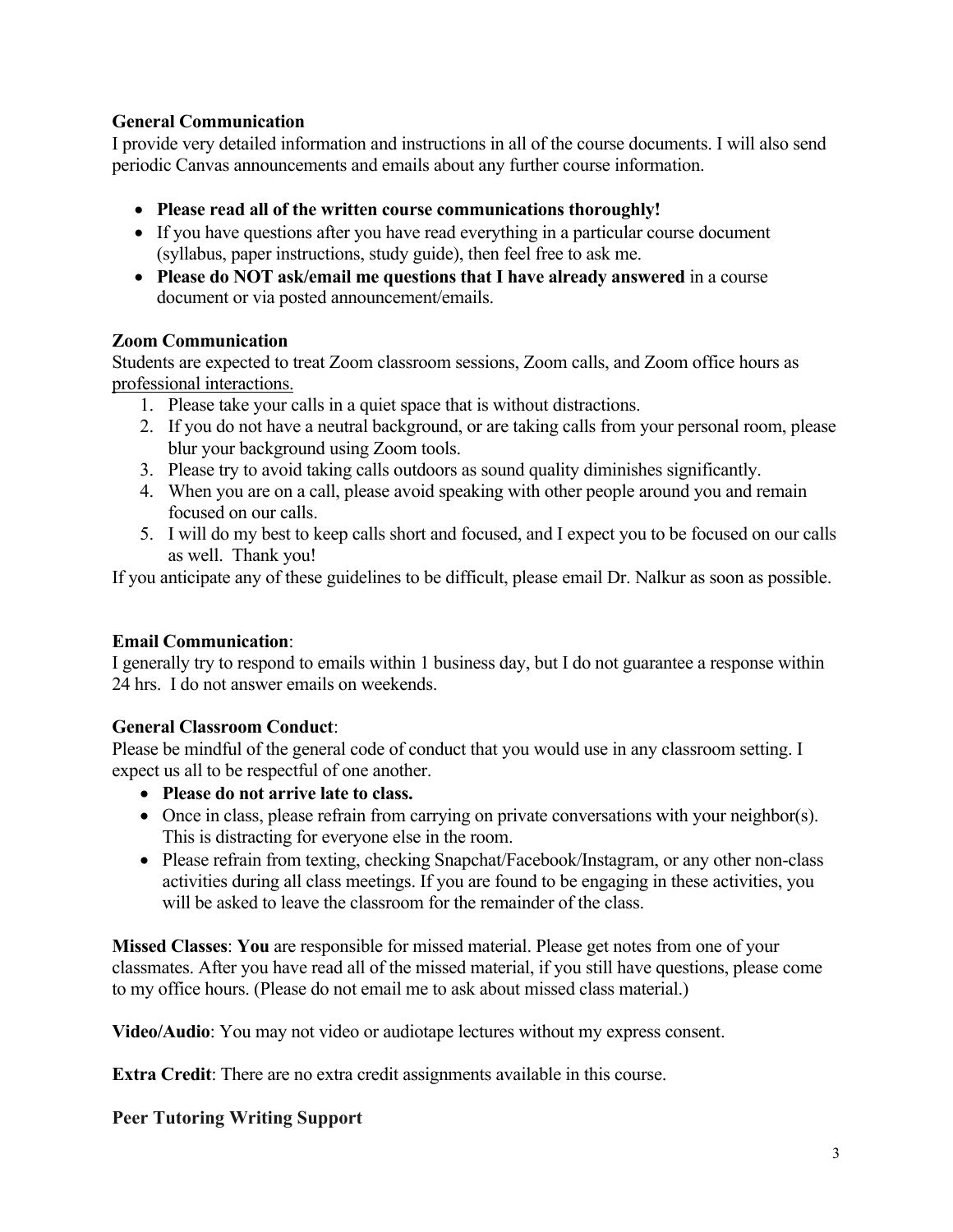**General Communication**

I provide very detailed information and instructions in all of the course documents. I will also send periodic Canvas announcements and emails about any further course information.

- **Please read all of the written course communications thoroughly!**
- If you have questions after you have read everything in a particular course document (syllabus, paper instructions, study guide), then feel free to ask me.
- **Please do NOT ask/email me questions that I have already answered** in a course document or via posted announcement/emails.

**Zoom Communication**

Students are expected to treat Zoom classroom sessions, Zoom calls, and Zoom office hours as professional interactions.

1. Please take your calls in a quiet space that is without distractions.
2. If you do not have a neutral background, or are taking calls from your personal room, please blur your background using Zoom tools.
3. Please try to avoid taking calls outdoors as sound quality diminishes significantly.
4. When you are on a call, please avoid speaking with other people around you and remain focused on our calls.
5. I will do my best to keep calls short and focused, and I expect you to be focused on our calls as well. Thank you!

If you anticipate any of these guidelines to be difficult, please email Dr. Nalkur as soon as possible.

**Email Communication**:

I generally try to respond to emails within 1 business day, but I do not guarantee a response within 24 hrs. I do not answer emails on weekends.

**General Classroom Conduct**:

Please be mindful of the general code of conduct that you would use in any classroom setting. I expect us all to be respectful of one another.

- **Please do not arrive late to class.**
- Once in class, please refrain from carrying on private conversations with your neighbor(s). This is distracting for everyone else in the room.
- Please refrain from texting, checking Snapchat/Facebook/Instagram, or any other non-class activities during all class meetings. If you are found to be engaging in these activities, you will be asked to leave the classroom for the remainder of the class.

**Missed Classes**: **You** are responsible for missed material. Please get notes from one of your classmates. After you have read all of the missed material, if you still have questions, please come to my office hours. (Please do not email me to ask about missed class material.)

**Video/Audio**: You may not video or audiotape lectures without my express consent.

**Extra Credit**: There are no extra credit assignments available in this course.

**Peer Tutoring Writing Support**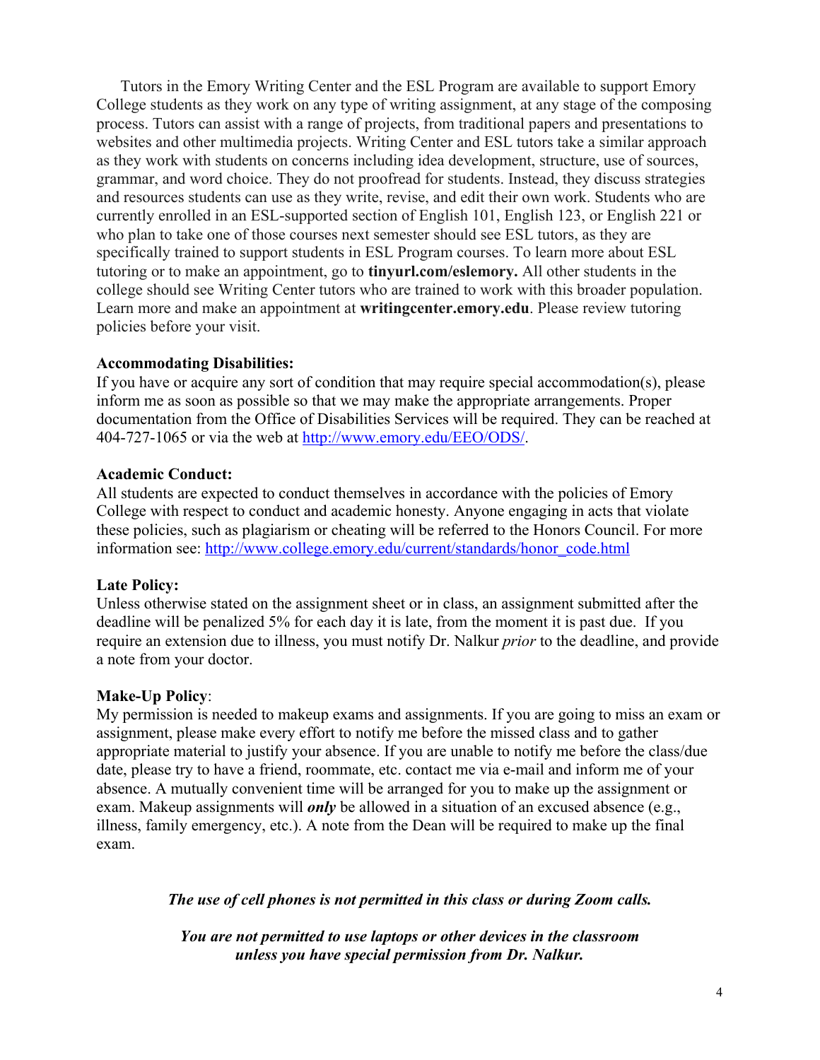Tutors in the Emory Writing Center and the ESL Program are available to support Emory College students as they work on any type of writing assignment, at any stage of the composing process. Tutors can assist with a range of projects, from traditional papers and presentations to websites and other multimedia projects. Writing Center and ESL tutors take a similar approach as they work with students on concerns including idea development, structure, use of sources, grammar, and word choice. They do not proofread for students. Instead, they discuss strategies and resources students can use as they write, revise, and edit their own work. Students who are currently enrolled in an ESL-supported section of English 101, English 123, or English 221 or who plan to take one of those courses next semester should see ESL tutors, as they are specifically trained to support students in ESL Program courses. To learn more about ESL tutoring or to make an appointment, go to **tinyurl.com/eslemory.** All other students in the college should see Writing Center tutors who are trained to work with this broader population. Learn more and make an appointment at **writingcenter.emory.edu**. Please review tutoring policies before your visit.

**Accommodating Disabilities:**
If you have or acquire any sort of condition that may require special accommodation(s), please inform me as soon as possible so that we may make the appropriate arrangements. Proper documentation from the Office of Disabilities Services will be required. They can be reached at 404-727-1065 or via the web at [http://www.emory.edu/EEO/ODS/](http://www.emory.edu/EEO/ODS/).

**Academic Conduct:**
All students are expected to conduct themselves in accordance with the policies of Emory College with respect to conduct and academic honesty. Anyone engaging in acts that violate these policies, such as plagiarism or cheating will be referred to the Honors Council. For more information see: [http://www.college.emory.edu/current/standards/honor_code.html](http://www.college.emory.edu/current/standards/honor_code.html)

**Late Policy:**
Unless otherwise stated on the assignment sheet or in class, an assignment submitted after the deadline will be penalized 5% for each day it is late, from the moment it is past due. If you require an extension due to illness, you must notify Dr. Nalkur *prior* to the deadline, and provide a note from your doctor.

**Make-Up Policy**:
My permission is needed to makeup exams and assignments. If you are going to miss an exam or assignment, please make every effort to notify me before the missed class and to gather appropriate material to justify your absence. If you are unable to notify me before the class/due date, please try to have a friend, roommate, etc. contact me via e-mail and inform me of your absence. A mutually convenient time will be arranged for you to make up the assignment or exam. Makeup assignments will ***only*** be allowed in a situation of an excused absence (e.g., illness, family emergency, etc.). A note from the Dean will be required to make up the final exam.

***The use of cell phones is not permitted in this class or during Zoom calls.***

***You are not permitted to use laptops or other devices in the classroom unless you have special permission from Dr. Nalkur.***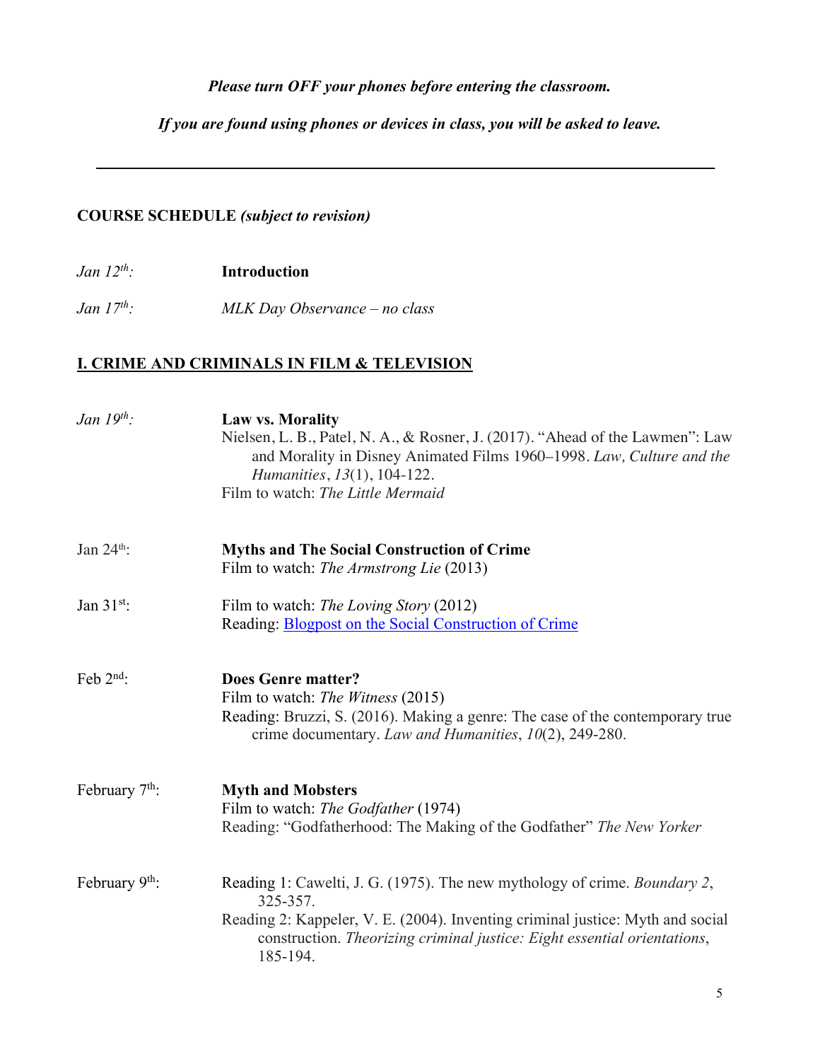***Please turn OFF your phones before entering the classroom.***

***If you are found using phones or devices in class, you will be asked to leave.***

---

**COURSE SCHEDULE** ***(subject to revision)***

*Jan 12th:* **Introduction**

*Jan 17th:* *MLK Day Observance – no class*

## I. CRIME AND CRIMINALS IN FILM & TELEVISION

*Jan 19th:* **Law vs. Morality**
Nielsen, L. B., Patel, N. A., & Rosner, J. (2017). "Ahead of the Lawmen": Law and Morality in Disney Animated Films 1960–1998. *Law, Culture and the Humanities*, *13*(1), 104-122.
Film to watch: *The Little Mermaid*

Jan 24th: **Myths and The Social Construction of Crime**
Film to watch: *The Armstrong Lie* (2013)

Jan 31st: Film to watch: *The Loving Story* (2012)
Reading: Blogpost on the Social Construction of Crime

Feb 2nd: **Does Genre matter?**
Film to watch: *The Witness* (2015)
Reading: Bruzzi, S. (2016). Making a genre: The case of the contemporary true crime documentary. *Law and Humanities*, *10*(2), 249-280.

February 7th: **Myth and Mobsters**
Film to watch: *The Godfather* (1974)
Reading: "Godfatherhood: The Making of the Godfather" *The New Yorker*

February 9th: Reading 1: Cawelti, J. G. (1975). The new mythology of crime. *Boundary 2*, 325-357.
Reading 2: Kappeler, V. E. (2004). Inventing criminal justice: Myth and social construction. *Theorizing criminal justice: Eight essential orientations*, 185-194.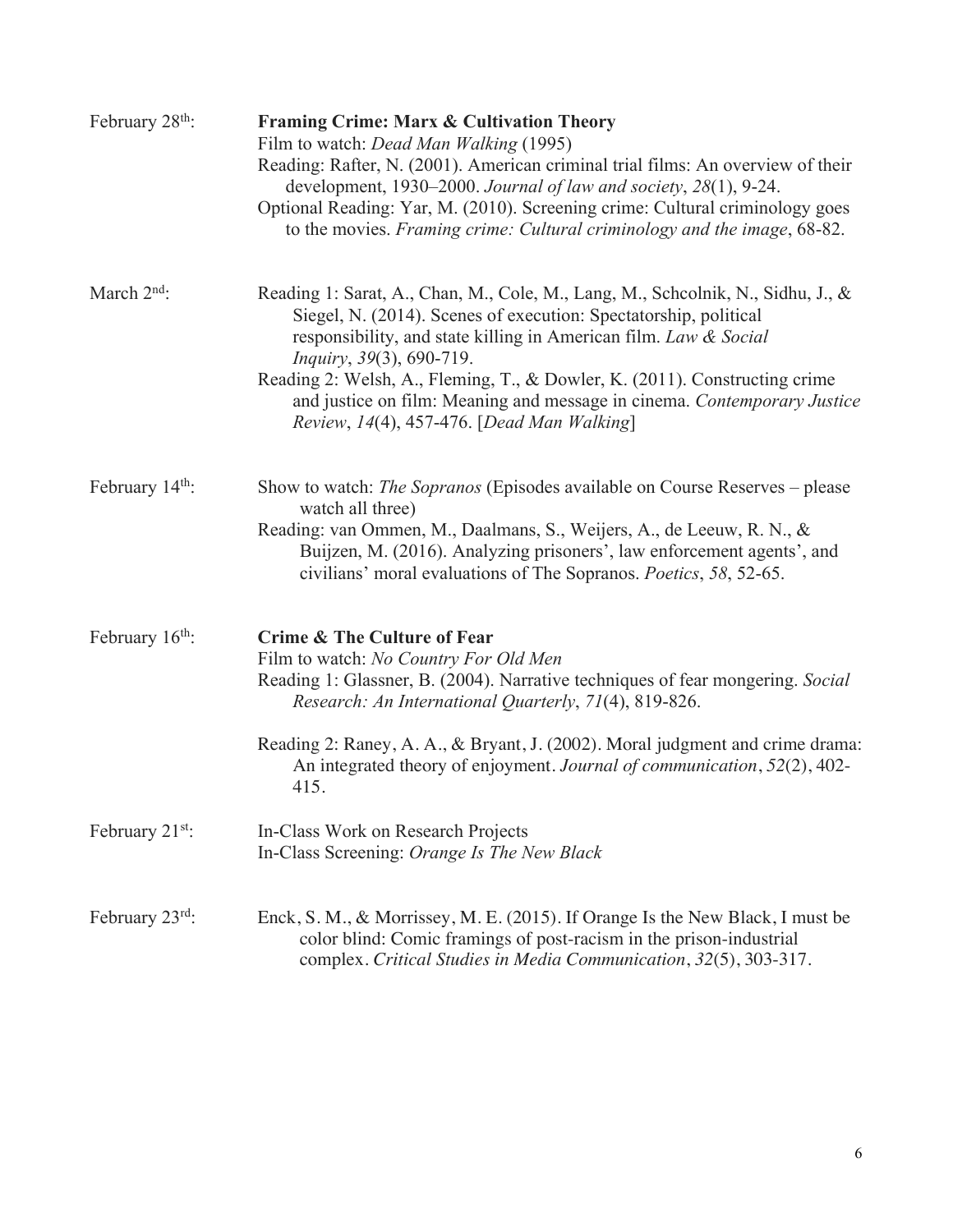**February 28th:**

**Framing Crime: Marx & Cultivation Theory**
Film to watch: *Dead Man Walking* (1995)
Reading: Rafter, N. (2001). American criminal trial films: An overview of their development, 1930–2000. *Journal of law and society*, *28*(1), 9-24.
Optional Reading: Yar, M. (2010). Screening crime: Cultural criminology goes to the movies. *Framing crime: Cultural criminology and the image*, 68-82.

**March 2nd:**

Reading 1: Sarat, A., Chan, M., Cole, M., Lang, M., Schcolnik, N., Sidhu, J., & Siegel, N. (2014). Scenes of execution: Spectatorship, political responsibility, and state killing in American film. *Law & Social Inquiry*, *39*(3), 690-719.
Reading 2: Welsh, A., Fleming, T., & Dowler, K. (2011). Constructing crime and justice on film: Meaning and message in cinema. *Contemporary Justice Review*, *14*(4), 457-476. [*Dead Man Walking*]

**February 14th:**

Show to watch: *The Sopranos* (Episodes available on Course Reserves – please watch all three)
Reading: van Ommen, M., Daalmans, S., Weijers, A., de Leeuw, R. N., & Buijzen, M. (2016). Analyzing prisoners', law enforcement agents', and civilians' moral evaluations of The Sopranos. *Poetics*, *58*, 52-65.

**February 16th:**

**Crime & The Culture of Fear**
Film to watch: *No Country For Old Men*
Reading 1: Glassner, B. (2004). Narrative techniques of fear mongering. *Social Research: An International Quarterly*, *71*(4), 819-826.

Reading 2: Raney, A. A., & Bryant, J. (2002). Moral judgment and crime drama: An integrated theory of enjoyment. *Journal of communication*, *52*(2), 402-415.

**February 21st:**

In-Class Work on Research Projects
In-Class Screening: *Orange Is The New Black*

**February 23rd:**

Enck, S. M., & Morrissey, M. E. (2015). If Orange Is the New Black, I must be color blind: Comic framings of post-racism in the prison-industrial complex. *Critical Studies in Media Communication*, *32*(5), 303-317.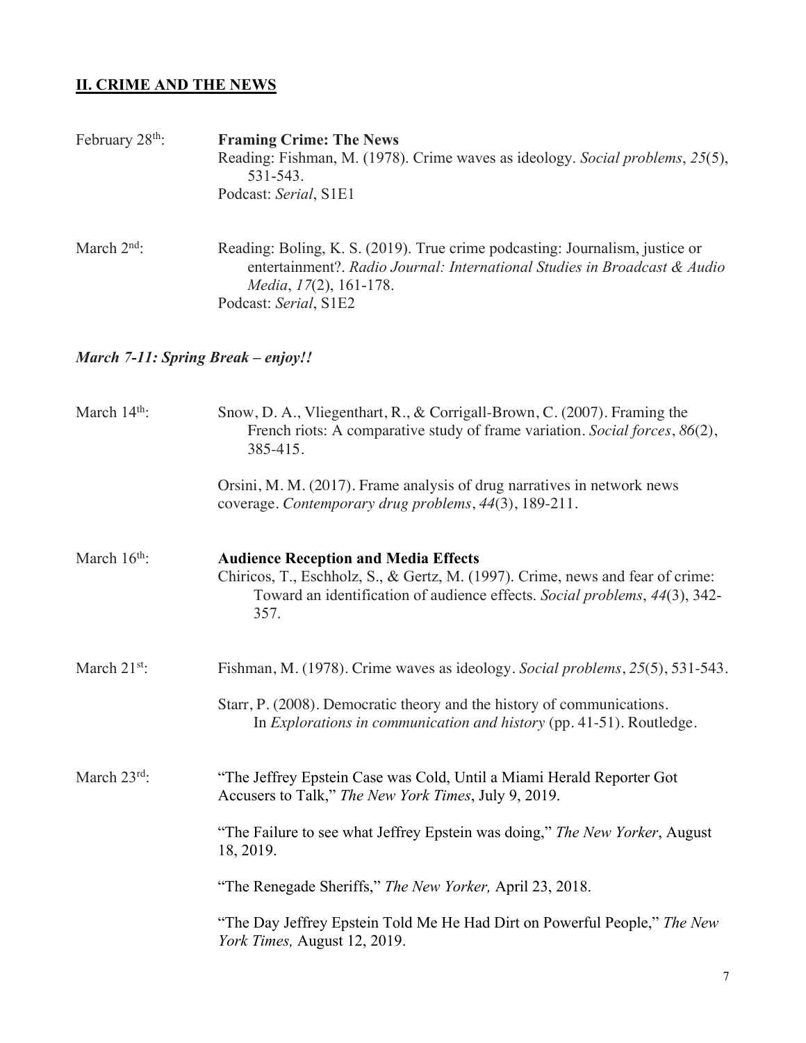## II. CRIME AND THE NEWS

February 28th: **Framing Crime: The News**
Reading: Fishman, M. (1978). Crime waves as ideology. *Social problems*, *25*(5), 531-543.
Podcast: *Serial*, S1E1

March 2nd: Reading: Boling, K. S. (2019). True crime podcasting: Journalism, justice or entertainment?. *Radio Journal: International Studies in Broadcast & Audio Media*, *17*(2), 161-178.
Podcast: *Serial*, S1E2

***March 7-11: Spring Break – enjoy!!***

March 14th: Snow, D. A., Vliegenthart, R., & Corrigall-Brown, C. (2007). Framing the French riots: A comparative study of frame variation. *Social forces*, *86*(2), 385-415.

Orsini, M. M. (2017). Frame analysis of drug narratives in network news coverage. *Contemporary drug problems*, *44*(3), 189-211.

March 16th: **Audience Reception and Media Effects**
Chiricos, T., Eschholz, S., & Gertz, M. (1997). Crime, news and fear of crime: Toward an identification of audience effects. *Social problems*, *44*(3), 342-357.

March 21st: Fishman, M. (1978). Crime waves as ideology. *Social problems*, *25*(5), 531-543.

Starr, P. (2008). Democratic theory and the history of communications. In *Explorations in communication and history* (pp. 41-51). Routledge.

March 23rd: "The Jeffrey Epstein Case was Cold, Until a Miami Herald Reporter Got Accusers to Talk," *The New York Times*, July 9, 2019.

"The Failure to see what Jeffrey Epstein was doing," *The New Yorker*, August 18, 2019.

"The Renegade Sheriffs," *The New Yorker,* April 23, 2018.

"The Day Jeffrey Epstein Told Me He Had Dirt on Powerful People," *The New York Times,* August 12, 2019.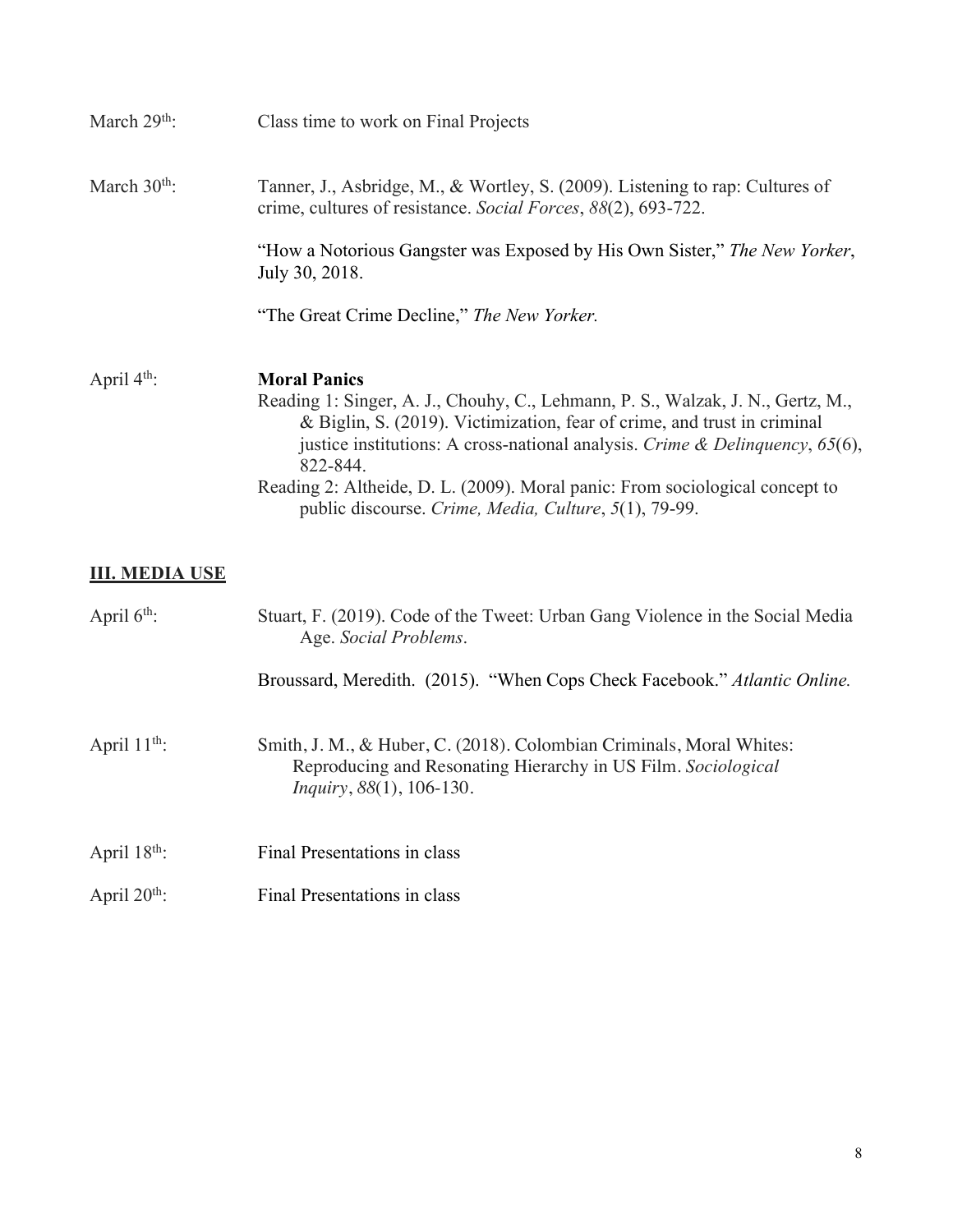March 29th: Class time to work on Final Projects

March 30th: Tanner, J., Asbridge, M., & Wortley, S. (2009). Listening to rap: Cultures of crime, cultures of resistance. *Social Forces*, *88*(2), 693-722.

"How a Notorious Gangster was Exposed by His Own Sister," *The New Yorker*, July 30, 2018.

"The Great Crime Decline," *The New Yorker.*

April 4th: **Moral Panics**

Reading 1: Singer, A. J., Chouhy, C., Lehmann, P. S., Walzak, J. N., Gertz, M., & Biglin, S. (2019). Victimization, fear of crime, and trust in criminal justice institutions: A cross-national analysis. *Crime & Delinquency*, *65*(6), 822-844.

Reading 2: Altheide, D. L. (2009). Moral panic: From sociological concept to public discourse. *Crime, Media, Culture*, *5*(1), 79-99.

## III. MEDIA USE

April 6th: Stuart, F. (2019). Code of the Tweet: Urban Gang Violence in the Social Media Age. *Social Problems*.

Broussard, Meredith. (2015). "When Cops Check Facebook." *Atlantic Online.*

April 11th: Smith, J. M., & Huber, C. (2018). Colombian Criminals, Moral Whites: Reproducing and Resonating Hierarchy in US Film. *Sociological Inquiry*, *88*(1), 106-130.

April 18th: Final Presentations in class

April 20th: Final Presentations in class